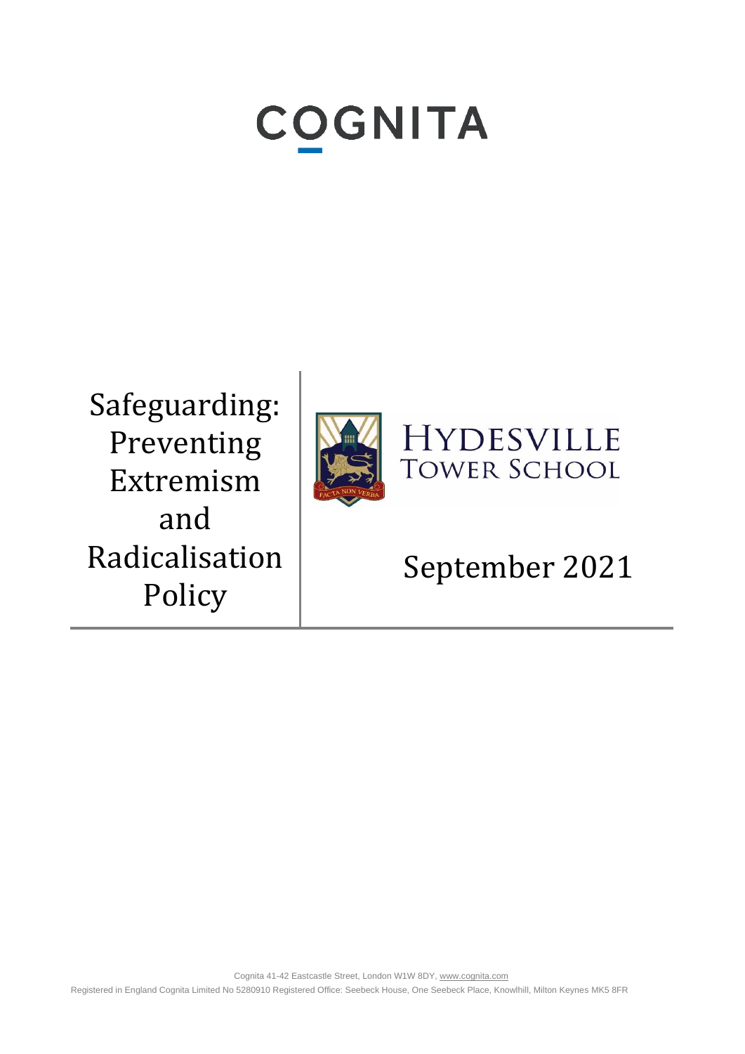# COGNITA

# Safeguarding: Preventing Extremism and Radicalisation Policy

HYDESVILLE TOWER SCHOOL

FACTA NON VERBA

September 2021

Cognita 41-42 Eastcastle Street, London W1W 8DY, www.cognita.com

Registered in England Cognita Limited No 5280910 Registered Office: Seebeck House, One Seebeck Place, Knowlhill, Milton Keynes MK5 8FR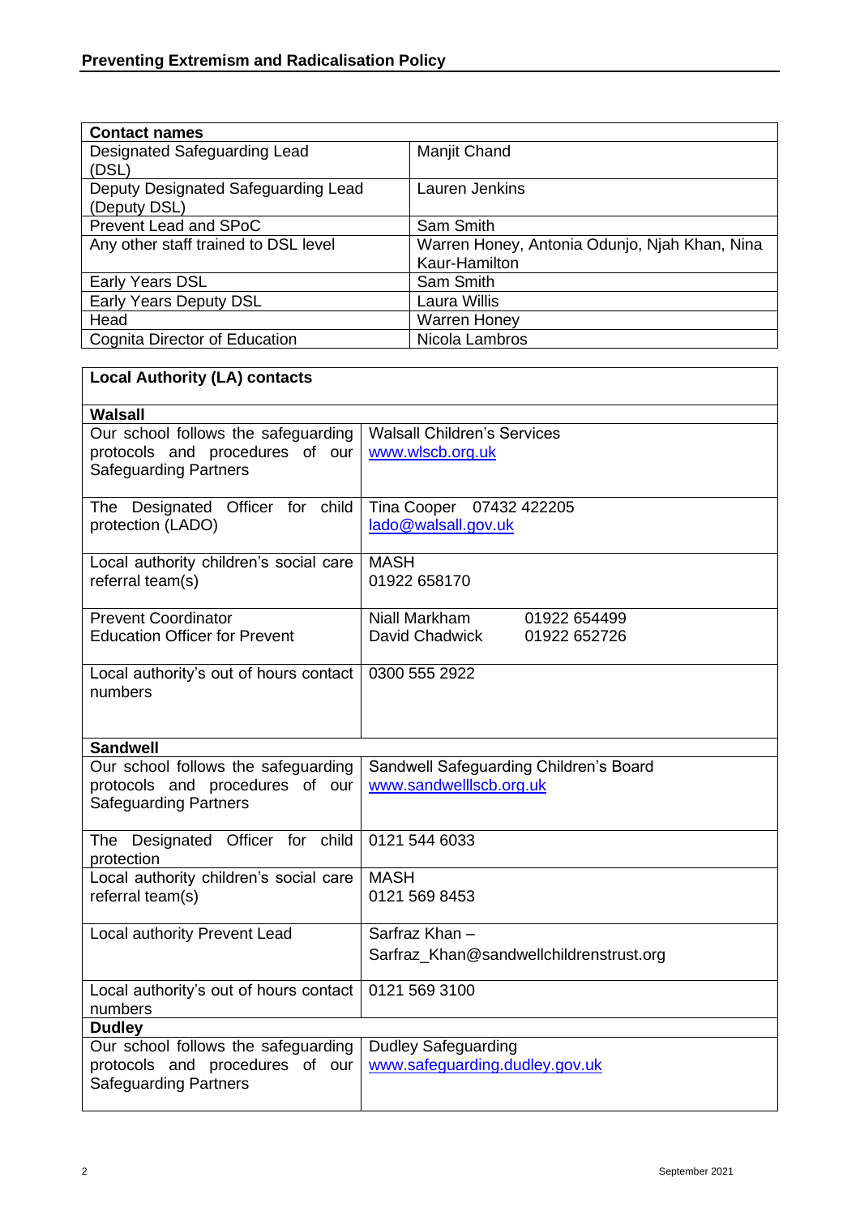| Contact names | |
|---|---|
| Designated Safeguarding Lead (DSL) | Manjit Chand |
| Deputy Designated Safeguarding Lead (Deputy DSL) | Lauren Jenkins |
| Prevent Lead and SPoC | Sam Smith |
| Any other staff trained to DSL level | Warren Honey, Antonia Odunjo, Njah Khan, Nina Kaur-Hamilton |
| Early Years DSL | Sam Smith |
| Early Years Deputy DSL | Laura Willis |
| Head | Warren Honey |
| Cognita Director of Education | Nicola Lambros |

| Local Authority (LA) contacts | |
|---|---|
| **Walsall** | |
| Our school follows the safeguarding protocols and procedures of our Safeguarding Partners | Walsall Children's Services<br>www.wlscb.org.uk |
| The Designated Officer for child protection (LADO) | Tina Cooper 07432 422205<br>lado@walsall.gov.uk |
| Local authority children's social care referral team(s) | MASH<br>01922 658170 |
| Prevent Coordinator<br>Education Officer for Prevent | Niall Markham 01922 654499<br>David Chadwick 01922 652726 |
| Local authority's out of hours contact numbers | 0300 555 2922 |
| **Sandwell** | |
| Our school follows the safeguarding protocols and procedures of our Safeguarding Partners | Sandwell Safeguarding Children's Board<br>www.sandwelllscb.org.uk |
| The Designated Officer for child protection | 0121 544 6033 |
| Local authority children's social care referral team(s) | MASH<br>0121 569 8453 |
| Local authority Prevent Lead | Sarfraz Khan –<br>Sarfraz_Khan@sandwellchildrenstrust.org |
| Local authority's out of hours contact numbers | 0121 569 3100 |
| **Dudley** | |
| Our school follows the safeguarding protocols and procedures of our Safeguarding Partners | Dudley Safeguarding<br>www.safeguarding.dudley.gov.uk |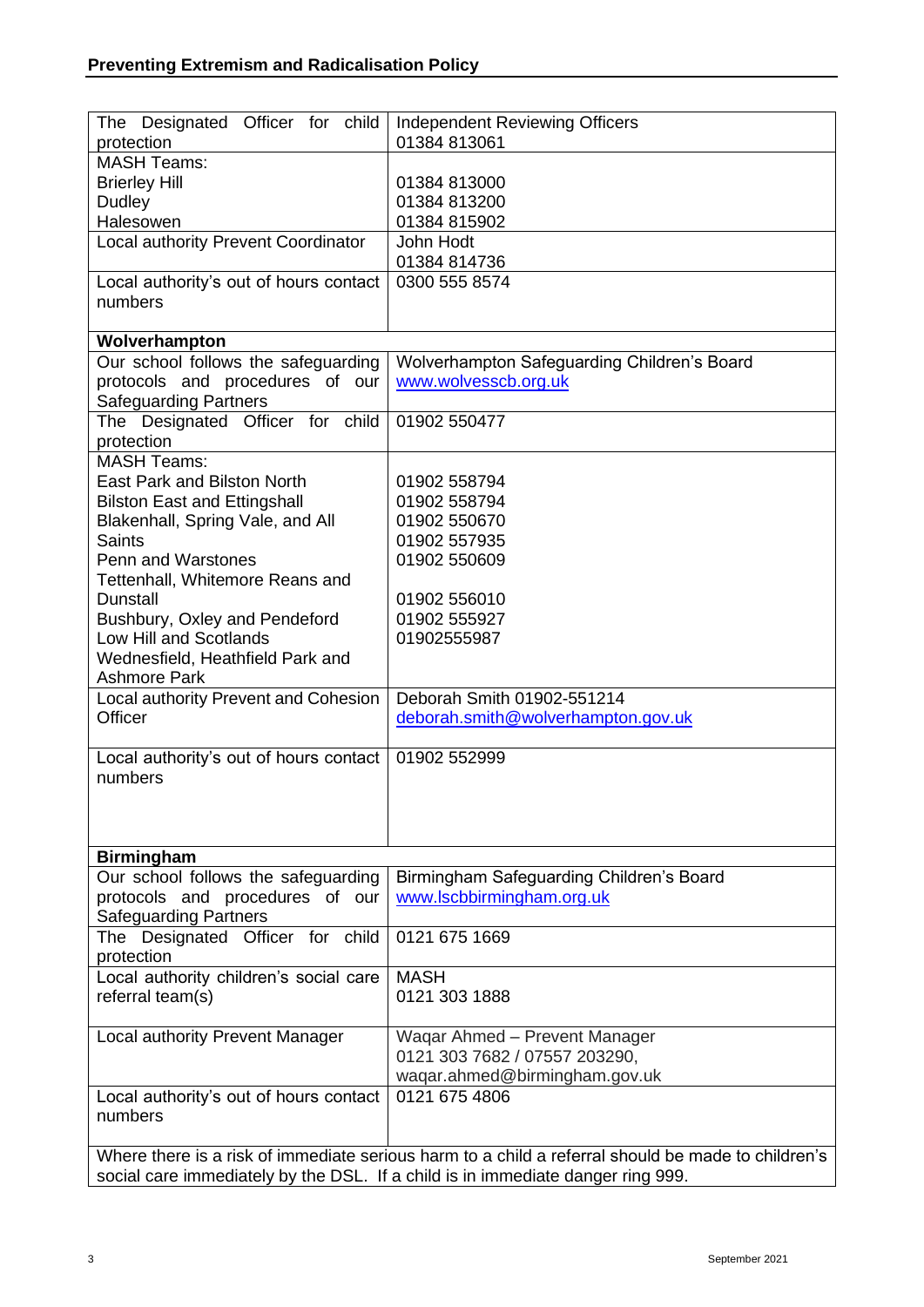| | |
|---|---|
| The Designated Officer for child protection | Independent Reviewing Officers<br>01384 813061 |
| MASH Teams:<br>Brierley Hill<br>Dudley<br>Halesowen | <br>01384 813000<br>01384 813200<br>01384 815902 |
| Local authority Prevent Coordinator | John Hodt<br>01384 814736 |
| Local authority's out of hours contact numbers | 0300 555 8574 |
| **Wolverhampton** | |
| Our school follows the safeguarding protocols and procedures of our Safeguarding Partners | Wolverhampton Safeguarding Children's Board<br>www.wolvesscb.org.uk |
| The Designated Officer for child protection | 01902 550477 |
| MASH Teams:<br>East Park and Bilston North<br>Bilston East and Ettingshall<br>Blakenhall, Spring Vale, and All Saints<br>Penn and Warstones<br>Tettenhall, Whitemore Reans and Dunstall<br>Bushbury, Oxley and Pendeford<br>Low Hill and Scotlands<br>Wednesfield, Heathfield Park and Ashmore Park | <br>01902 558794<br>01902 558794<br>01902 550670<br>01902 557935<br>01902 550609<br>01902 556010<br>01902 555927<br>01902555987 |
| Local authority Prevent and Cohesion Officer | Deborah Smith 01902-551214<br>deborah.smith@wolverhampton.gov.uk |
| Local authority's out of hours contact numbers | 01902 552999 |
| **Birmingham** | |
| Our school follows the safeguarding protocols and procedures of our Safeguarding Partners | Birmingham Safeguarding Children's Board<br>www.lscbbirmingham.org.uk |
| The Designated Officer for child protection | 0121 675 1669 |
| Local authority children's social care referral team(s) | MASH<br>0121 303 1888 |
| Local authority Prevent Manager | Waqar Ahmed – Prevent Manager<br>0121 303 7682 / 07557 203290,<br>waqar.ahmed@birmingham.gov.uk |
| Local authority's out of hours contact numbers | 0121 675 4806 |
| Where there is a risk of immediate serious harm to a child a referral should be made to children's social care immediately by the DSL. If a child is in immediate danger ring 999. | |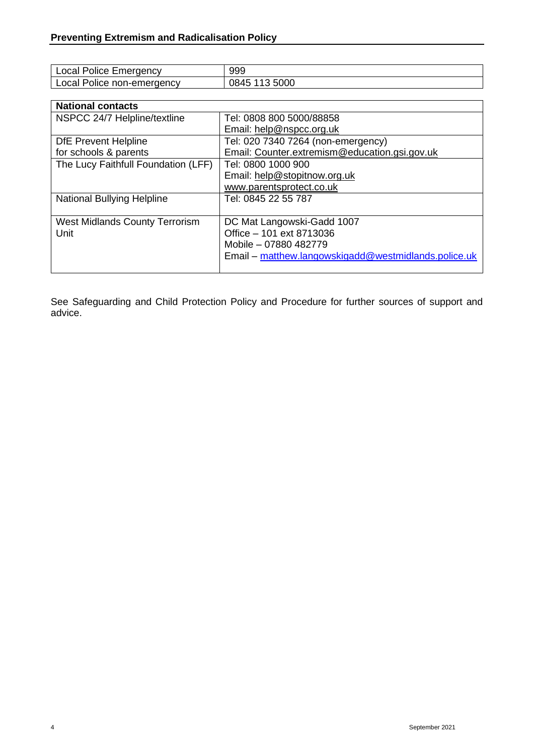| Local Police Emergency | 999 |
|---|---|
| Local Police non-emergency | 0845 113 5000 |

| **National contacts** | |
|---|---|
| NSPCC 24/7 Helpline/textline | Tel: 0808 800 5000/88858<br>Email: help@nspcc.org.uk |
| DfE Prevent Helpline for schools & parents | Tel: 020 7340 7264 (non-emergency)<br>Email: Counter.extremism@education.gsi.gov.uk |
| The Lucy Faithfull Foundation (LFF) | Tel: 0800 1000 900<br>Email: help@stopitnow.org.uk<br>www.parentsprotect.co.uk |
| National Bullying Helpline | Tel: 0845 22 55 787 |
| West Midlands County Terrorism Unit | DC Mat Langowski-Gadd 1007<br>Office – 101 ext 8713036<br>Mobile – 07880 482779<br>Email – matthew.langowskigadd@westmidlands.police.uk |

See Safeguarding and Child Protection Policy and Procedure for further sources of support and advice.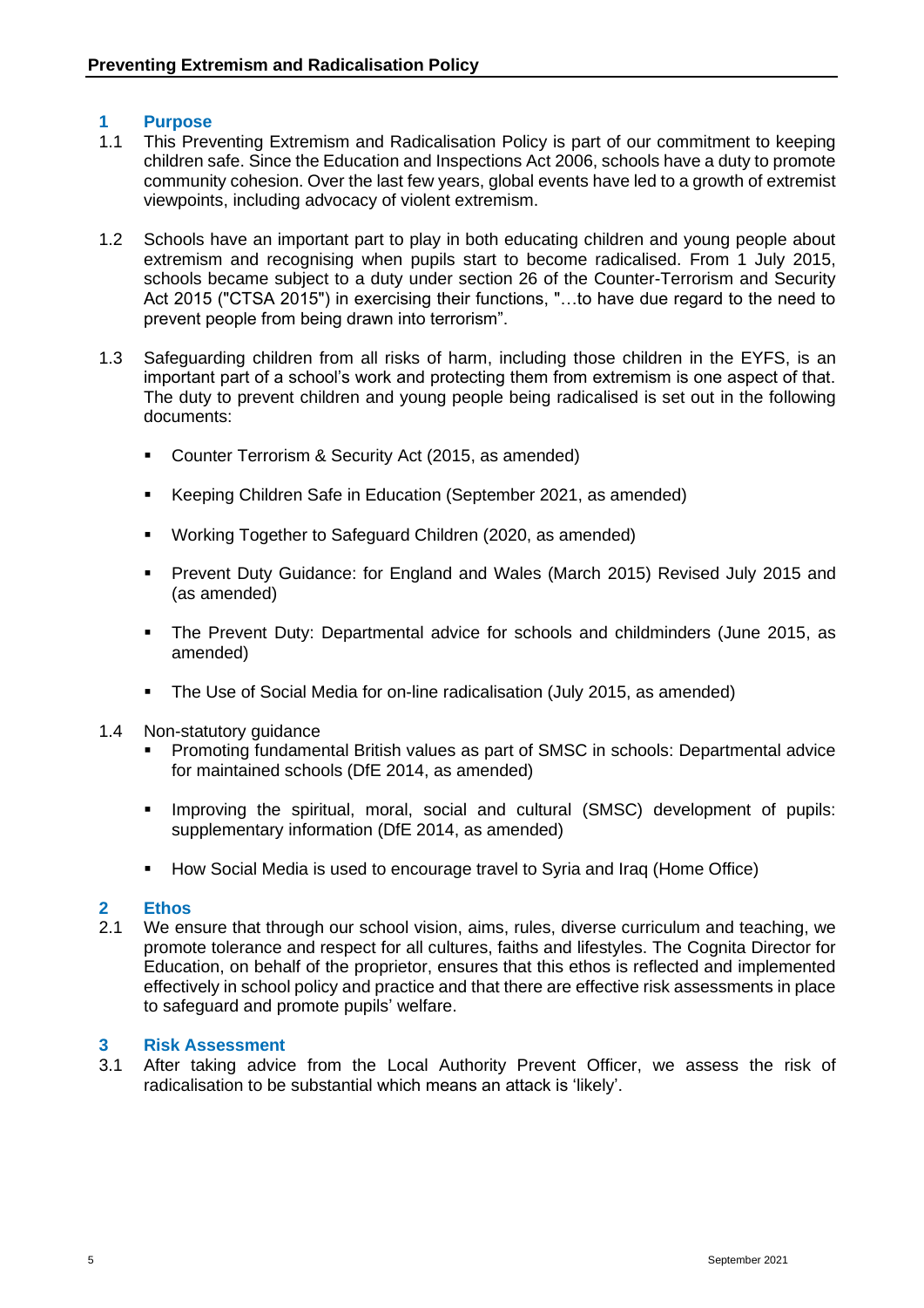## 1 Purpose

1.1 This Preventing Extremism and Radicalisation Policy is part of our commitment to keeping children safe. Since the Education and Inspections Act 2006, schools have a duty to promote community cohesion. Over the last few years, global events have led to a growth of extremist viewpoints, including advocacy of violent extremism.

1.2 Schools have an important part to play in both educating children and young people about extremism and recognising when pupils start to become radicalised. From 1 July 2015, schools became subject to a duty under section 26 of the Counter-Terrorism and Security Act 2015 ("CTSA 2015") in exercising their functions, "…to have due regard to the need to prevent people from being drawn into terrorism".

1.3 Safeguarding children from all risks of harm, including those children in the EYFS, is an important part of a school's work and protecting them from extremism is one aspect of that. The duty to prevent children and young people being radicalised is set out in the following documents:

- Counter Terrorism & Security Act (2015, as amended)
- Keeping Children Safe in Education (September 2021, as amended)
- Working Together to Safeguard Children (2020, as amended)
- Prevent Duty Guidance: for England and Wales (March 2015) Revised July 2015 and (as amended)
- The Prevent Duty: Departmental advice for schools and childminders (June 2015, as amended)
- The Use of Social Media for on-line radicalisation (July 2015, as amended)

1.4 Non-statutory guidance

- Promoting fundamental British values as part of SMSC in schools: Departmental advice for maintained schools (DfE 2014, as amended)
- Improving the spiritual, moral, social and cultural (SMSC) development of pupils: supplementary information (DfE 2014, as amended)
- How Social Media is used to encourage travel to Syria and Iraq (Home Office)

## 2 Ethos

2.1 We ensure that through our school vision, aims, rules, diverse curriculum and teaching, we promote tolerance and respect for all cultures, faiths and lifestyles. The Cognita Director for Education, on behalf of the proprietor, ensures that this ethos is reflected and implemented effectively in school policy and practice and that there are effective risk assessments in place to safeguard and promote pupils' welfare.

## 3 Risk Assessment

3.1 After taking advice from the Local Authority Prevent Officer, we assess the risk of radicalisation to be substantial which means an attack is 'likely'.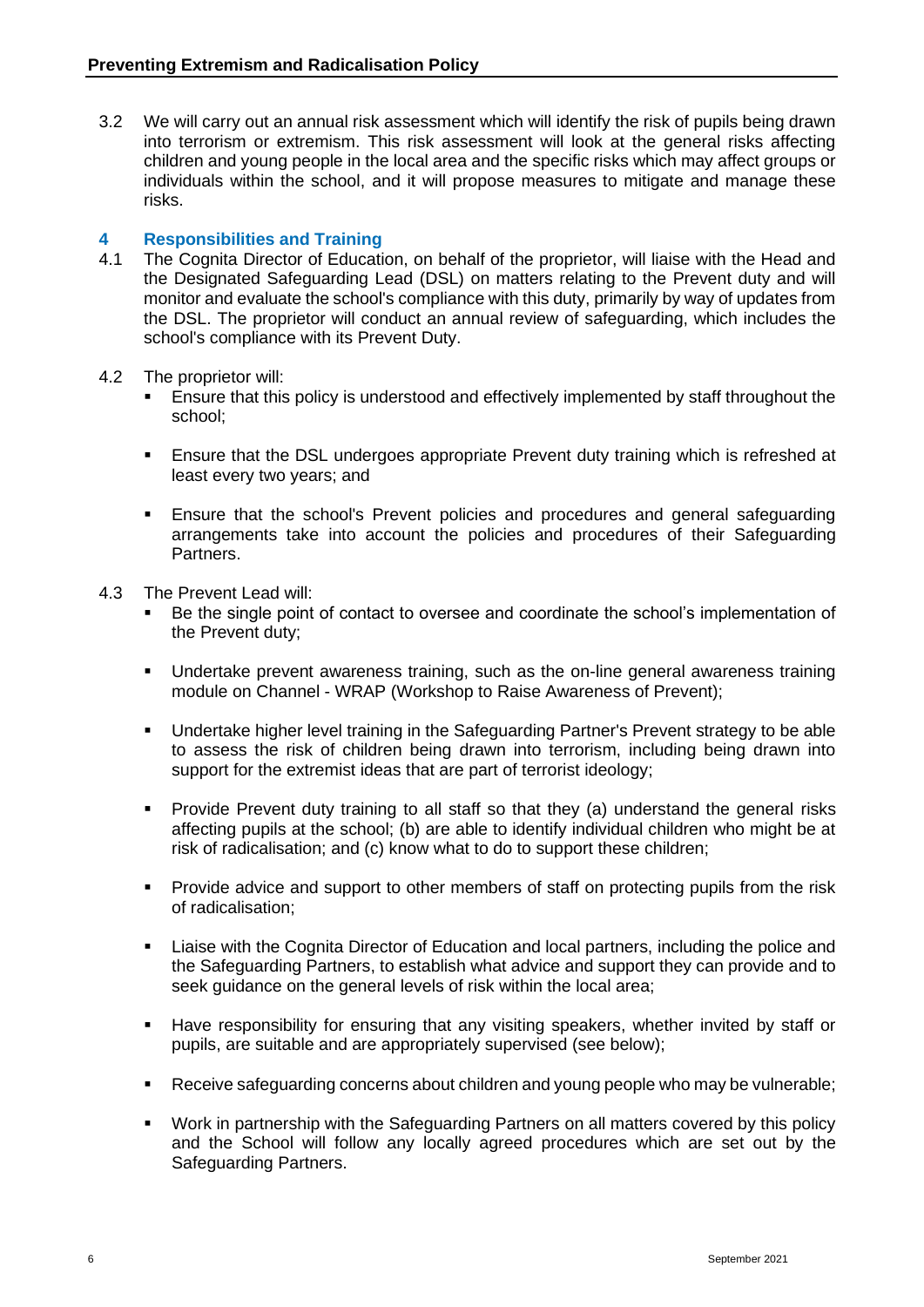3.2 We will carry out an annual risk assessment which will identify the risk of pupils being drawn into terrorism or extremism. This risk assessment will look at the general risks affecting children and young people in the local area and the specific risks which may affect groups or individuals within the school, and it will propose measures to mitigate and manage these risks.

## 4 Responsibilities and Training

4.1 The Cognita Director of Education, on behalf of the proprietor, will liaise with the Head and the Designated Safeguarding Lead (DSL) on matters relating to the Prevent duty and will monitor and evaluate the school's compliance with this duty, primarily by way of updates from the DSL. The proprietor will conduct an annual review of safeguarding, which includes the school's compliance with its Prevent Duty.

4.2 The proprietor will:

- Ensure that this policy is understood and effectively implemented by staff throughout the school;
- Ensure that the DSL undergoes appropriate Prevent duty training which is refreshed at least every two years; and
- Ensure that the school's Prevent policies and procedures and general safeguarding arrangements take into account the policies and procedures of their Safeguarding Partners.

4.3 The Prevent Lead will:

- Be the single point of contact to oversee and coordinate the school's implementation of the Prevent duty;
- Undertake prevent awareness training, such as the on-line general awareness training module on Channel - WRAP (Workshop to Raise Awareness of Prevent);
- Undertake higher level training in the Safeguarding Partner's Prevent strategy to be able to assess the risk of children being drawn into terrorism, including being drawn into support for the extremist ideas that are part of terrorist ideology;
- Provide Prevent duty training to all staff so that they (a) understand the general risks affecting pupils at the school; (b) are able to identify individual children who might be at risk of radicalisation; and (c) know what to do to support these children;
- Provide advice and support to other members of staff on protecting pupils from the risk of radicalisation;
- Liaise with the Cognita Director of Education and local partners, including the police and the Safeguarding Partners, to establish what advice and support they can provide and to seek guidance on the general levels of risk within the local area;
- Have responsibility for ensuring that any visiting speakers, whether invited by staff or pupils, are suitable and are appropriately supervised (see below);
- Receive safeguarding concerns about children and young people who may be vulnerable;
- Work in partnership with the Safeguarding Partners on all matters covered by this policy and the School will follow any locally agreed procedures which are set out by the Safeguarding Partners.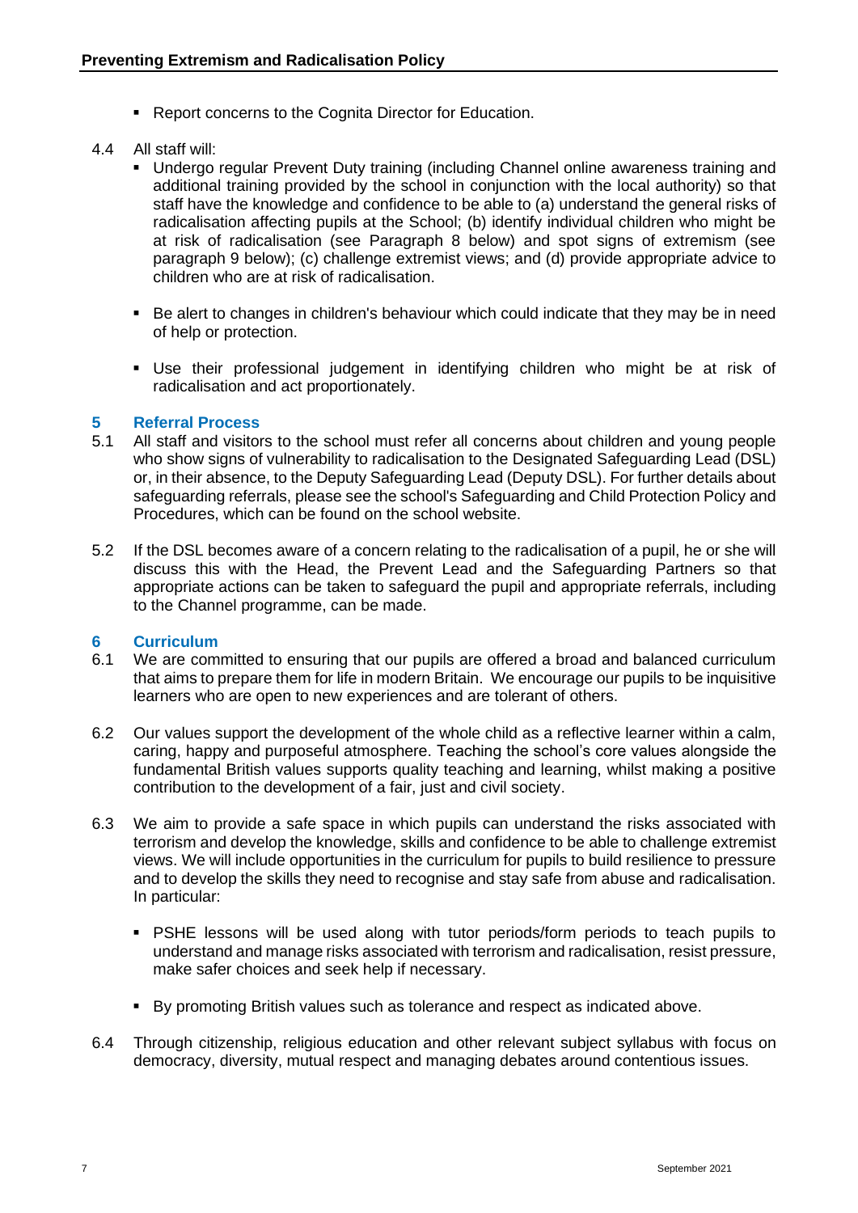- Report concerns to the Cognita Director for Education.

4.4 All staff will:

- Undergo regular Prevent Duty training (including Channel online awareness training and additional training provided by the school in conjunction with the local authority) so that staff have the knowledge and confidence to be able to (a) understand the general risks of radicalisation affecting pupils at the School; (b) identify individual children who might be at risk of radicalisation (see Paragraph 8 below) and spot signs of extremism (see paragraph 9 below); (c) challenge extremist views; and (d) provide appropriate advice to children who are at risk of radicalisation.

- Be alert to changes in children's behaviour which could indicate that they may be in need of help or protection.

- Use their professional judgement in identifying children who might be at risk of radicalisation and act proportionately.

## 5 Referral Process

5.1 All staff and visitors to the school must refer all concerns about children and young people who show signs of vulnerability to radicalisation to the Designated Safeguarding Lead (DSL) or, in their absence, to the Deputy Safeguarding Lead (Deputy DSL). For further details about safeguarding referrals, please see the school's Safeguarding and Child Protection Policy and Procedures, which can be found on the school website.

5.2 If the DSL becomes aware of a concern relating to the radicalisation of a pupil, he or she will discuss this with the Head, the Prevent Lead and the Safeguarding Partners so that appropriate actions can be taken to safeguard the pupil and appropriate referrals, including to the Channel programme, can be made.

## 6 Curriculum

6.1 We are committed to ensuring that our pupils are offered a broad and balanced curriculum that aims to prepare them for life in modern Britain. We encourage our pupils to be inquisitive learners who are open to new experiences and are tolerant of others.

6.2 Our values support the development of the whole child as a reflective learner within a calm, caring, happy and purposeful atmosphere. Teaching the school's core values alongside the fundamental British values supports quality teaching and learning, whilst making a positive contribution to the development of a fair, just and civil society.

6.3 We aim to provide a safe space in which pupils can understand the risks associated with terrorism and develop the knowledge, skills and confidence to be able to challenge extremist views. We will include opportunities in the curriculum for pupils to build resilience to pressure and to develop the skills they need to recognise and stay safe from abuse and radicalisation. In particular:

- PSHE lessons will be used along with tutor periods/form periods to teach pupils to understand and manage risks associated with terrorism and radicalisation, resist pressure, make safer choices and seek help if necessary.

- By promoting British values such as tolerance and respect as indicated above.

6.4 Through citizenship, religious education and other relevant subject syllabus with focus on democracy, diversity, mutual respect and managing debates around contentious issues.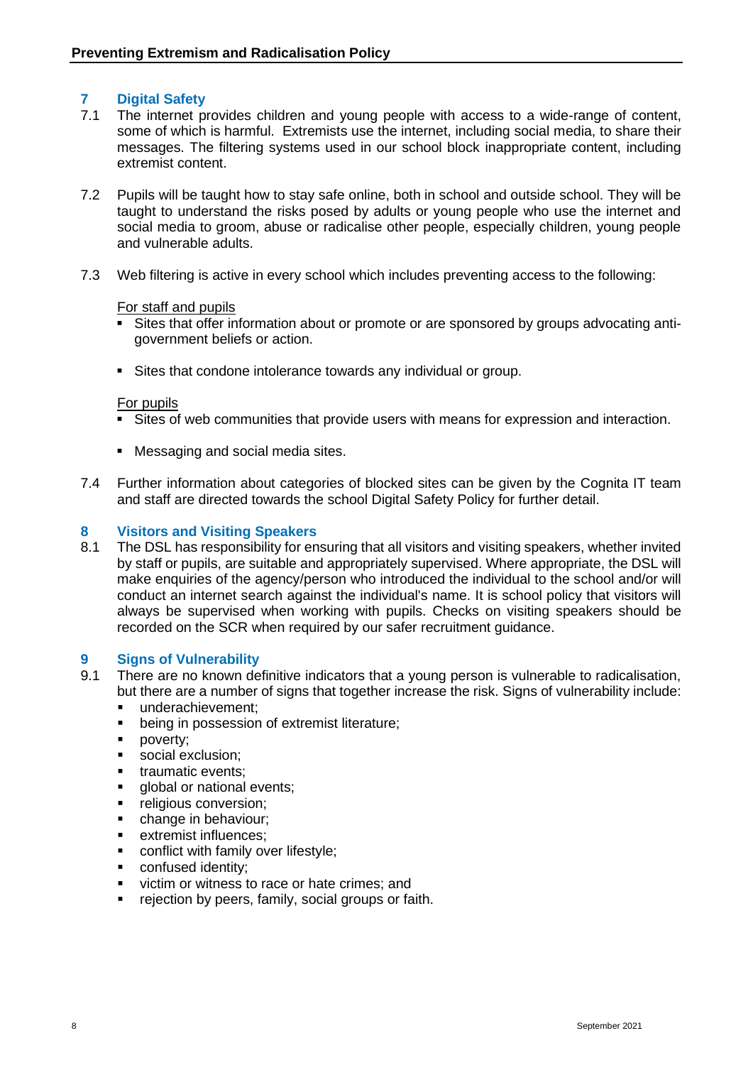## 7 Digital Safety

7.1 The internet provides children and young people with access to a wide-range of content, some of which is harmful. Extremists use the internet, including social media, to share their messages. The filtering systems used in our school block inappropriate content, including extremist content.

7.2 Pupils will be taught how to stay safe online, both in school and outside school. They will be taught to understand the risks posed by adults or young people who use the internet and social media to groom, abuse or radicalise other people, especially children, young people and vulnerable adults.

7.3 Web filtering is active in every school which includes preventing access to the following:

<u>For staff and pupils</u>

- Sites that offer information about or promote or are sponsored by groups advocating anti-government beliefs or action.
- Sites that condone intolerance towards any individual or group.

<u>For pupils</u>

- Sites of web communities that provide users with means for expression and interaction.
- Messaging and social media sites.

7.4 Further information about categories of blocked sites can be given by the Cognita IT team and staff are directed towards the school Digital Safety Policy for further detail.

## 8 Visitors and Visiting Speakers

8.1 The DSL has responsibility for ensuring that all visitors and visiting speakers, whether invited by staff or pupils, are suitable and appropriately supervised. Where appropriate, the DSL will make enquiries of the agency/person who introduced the individual to the school and/or will conduct an internet search against the individual's name. It is school policy that visitors will always be supervised when working with pupils. Checks on visiting speakers should be recorded on the SCR when required by our safer recruitment guidance.

## 9 Signs of Vulnerability

9.1 There are no known definitive indicators that a young person is vulnerable to radicalisation, but there are a number of signs that together increase the risk. Signs of vulnerability include:

- underachievement;
- being in possession of extremist literature;
- poverty;
- social exclusion;
- traumatic events;
- global or national events;
- religious conversion;
- change in behaviour;
- extremist influences;
- conflict with family over lifestyle;
- confused identity;
- victim or witness to race or hate crimes; and
- rejection by peers, family, social groups or faith.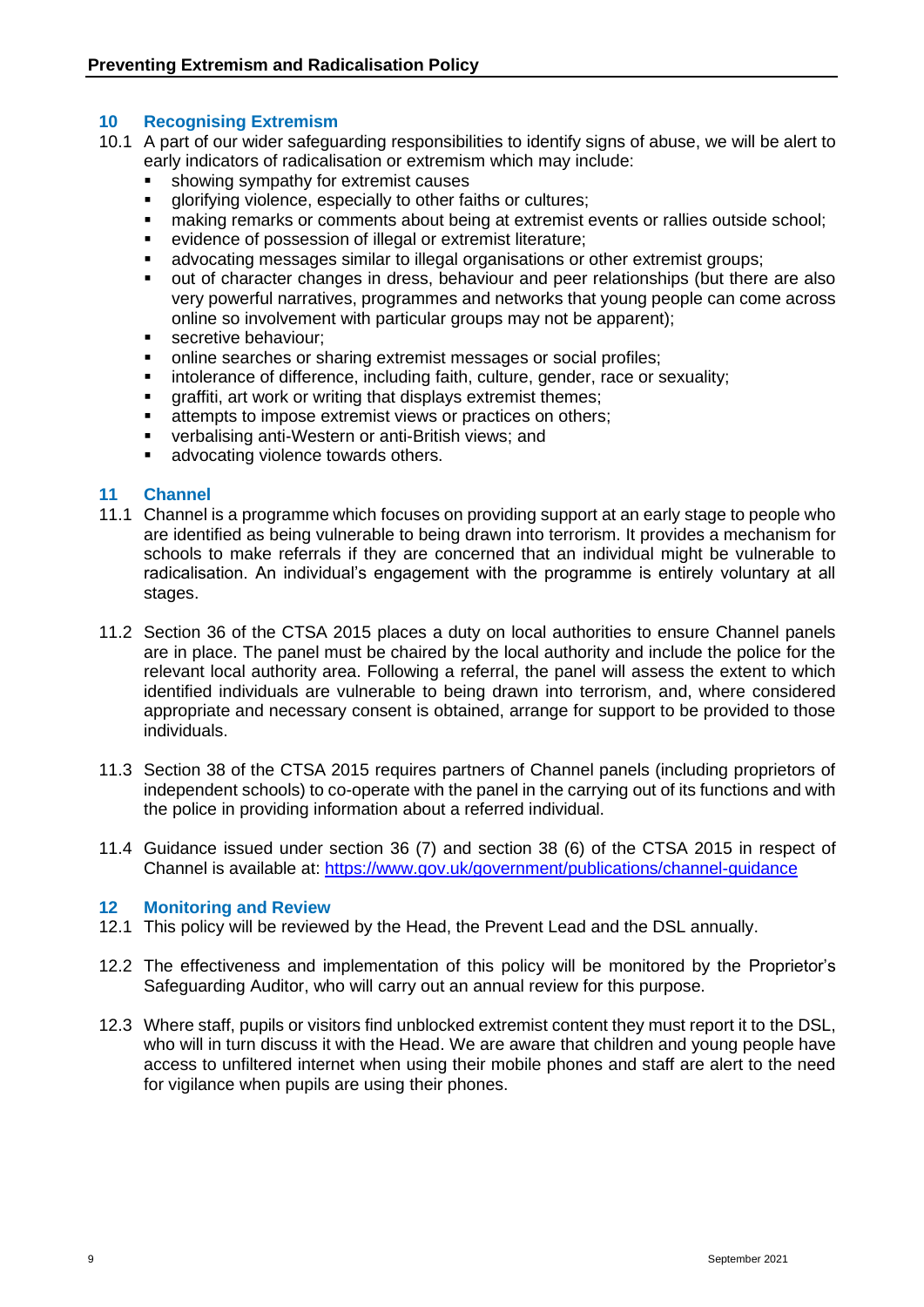## 10 Recognising Extremism

10.1 A part of our wider safeguarding responsibilities to identify signs of abuse, we will be alert to early indicators of radicalisation or extremism which may include:

- showing sympathy for extremist causes
- glorifying violence, especially to other faiths or cultures;
- making remarks or comments about being at extremist events or rallies outside school;
- evidence of possession of illegal or extremist literature;
- advocating messages similar to illegal organisations or other extremist groups;
- out of character changes in dress, behaviour and peer relationships (but there are also very powerful narratives, programmes and networks that young people can come across online so involvement with particular groups may not be apparent);
- secretive behaviour;
- online searches or sharing extremist messages or social profiles;
- intolerance of difference, including faith, culture, gender, race or sexuality;
- graffiti, art work or writing that displays extremist themes;
- attempts to impose extremist views or practices on others;
- verbalising anti-Western or anti-British views; and
- advocating violence towards others.

## 11 Channel

11.1 Channel is a programme which focuses on providing support at an early stage to people who are identified as being vulnerable to being drawn into terrorism. It provides a mechanism for schools to make referrals if they are concerned that an individual might be vulnerable to radicalisation. An individual's engagement with the programme is entirely voluntary at all stages.

11.2 Section 36 of the CTSA 2015 places a duty on local authorities to ensure Channel panels are in place. The panel must be chaired by the local authority and include the police for the relevant local authority area. Following a referral, the panel will assess the extent to which identified individuals are vulnerable to being drawn into terrorism, and, where considered appropriate and necessary consent is obtained, arrange for support to be provided to those individuals.

11.3 Section 38 of the CTSA 2015 requires partners of Channel panels (including proprietors of independent schools) to co-operate with the panel in the carrying out of its functions and with the police in providing information about a referred individual.

11.4 Guidance issued under section 36 (7) and section 38 (6) of the CTSA 2015 in respect of Channel is available at: [https://www.gov.uk/government/publications/channel-guidance](https://www.gov.uk/government/publications/channel-guidance)

## 12 Monitoring and Review

12.1 This policy will be reviewed by the Head, the Prevent Lead and the DSL annually.

12.2 The effectiveness and implementation of this policy will be monitored by the Proprietor's Safeguarding Auditor, who will carry out an annual review for this purpose.

12.3 Where staff, pupils or visitors find unblocked extremist content they must report it to the DSL, who will in turn discuss it with the Head. We are aware that children and young people have access to unfiltered internet when using their mobile phones and staff are alert to the need for vigilance when pupils are using their phones.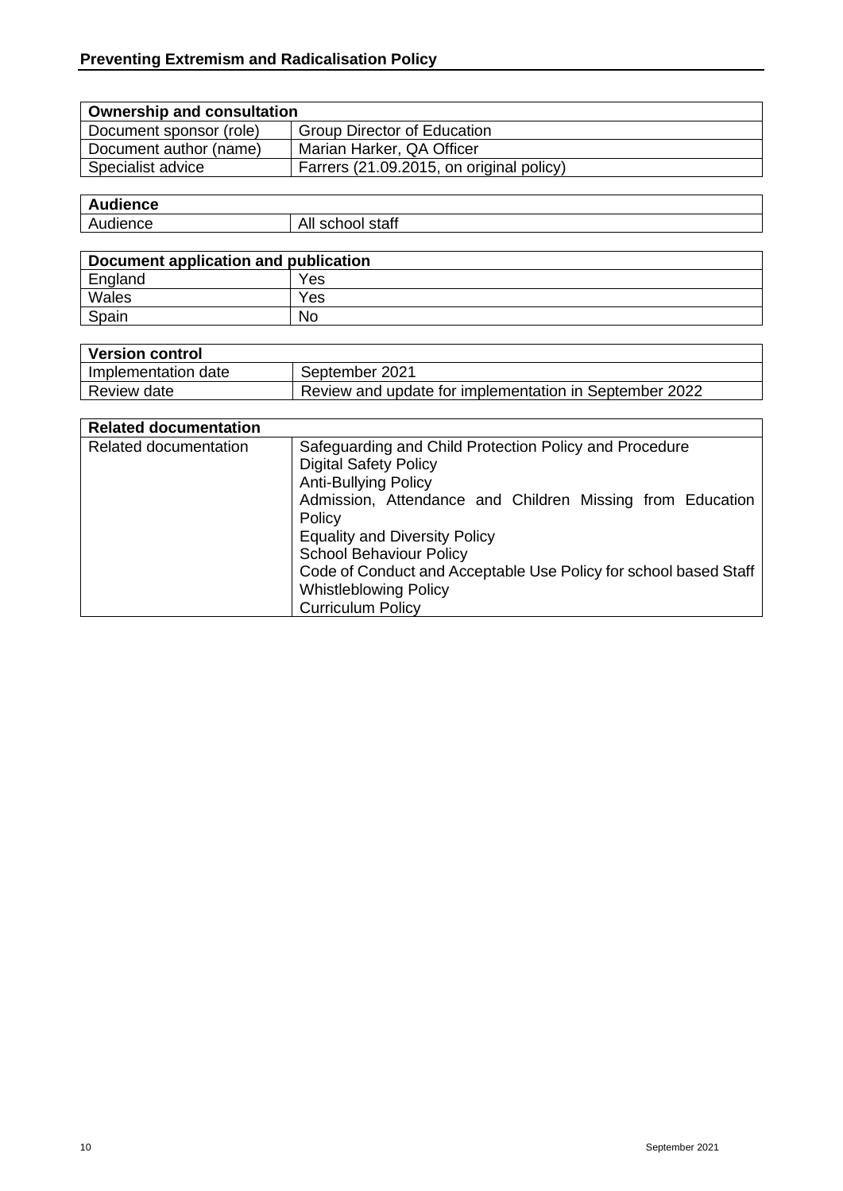## Preventing Extremism and Radicalisation Policy

| Ownership and consultation | |
|---|---|
| Document sponsor (role) | Group Director of Education |
| Document author (name) | Marian Harker, QA Officer |
| Specialist advice | Farrers (21.09.2015, on original policy) |

| Audience | |
|---|---|
| Audience | All school staff |

| Document application and publication | |
|---|---|
| England | Yes |
| Wales | Yes |
| Spain | No |

| Version control | |
|---|---|
| Implementation date | September 2021 |
| Review date | Review and update for implementation in September 2022 |

| Related documentation | |
|---|---|
| Related documentation | Safeguarding and Child Protection Policy and Procedure<br>Digital Safety Policy<br>Anti-Bullying Policy<br>Admission, Attendance and Children Missing from Education Policy<br>Equality and Diversity Policy<br>School Behaviour Policy<br>Code of Conduct and Acceptable Use Policy for school based Staff<br>Whistleblowing Policy<br>Curriculum Policy |